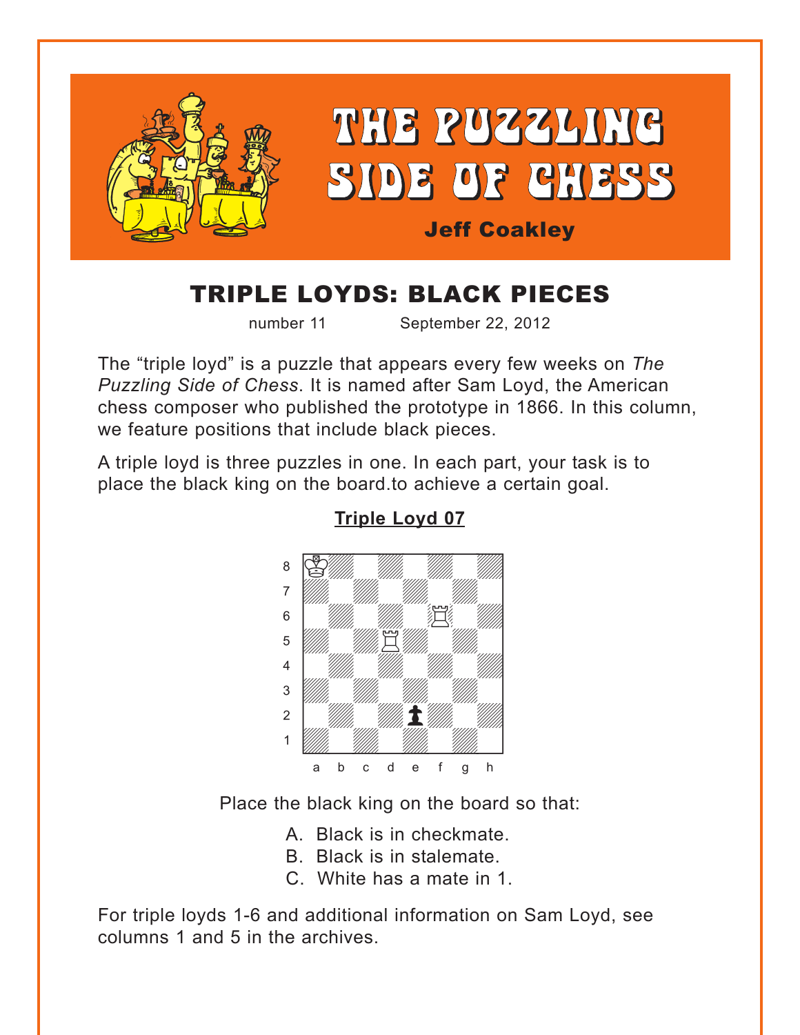# THE PUZZLING SIDE OF CHESS

**Jeff Coakley**

## TRIPLE LOYDS: BLACK PIECES

number 11 September 22, 2012

The "triple loyd" is a puzzle that appears every few weeks on *The Puzzling Side of Chess*. It is named after Sam Loyd, the American chess composer who published the prototype in 1866. In this column, we feature positions that include black pieces.

A triple loyd is three puzzles in one. In each part, your task is to place the black king on the board.to achieve a certain goal.

### Triple Loyd 07

Place the black king on the board so that:

A. Black is in checkmate.
B. Black is in stalemate.
C. White has a mate in 1.

For triple loyds 1-6 and additional information on Sam Loyd, see columns 1 and 5 in the archives.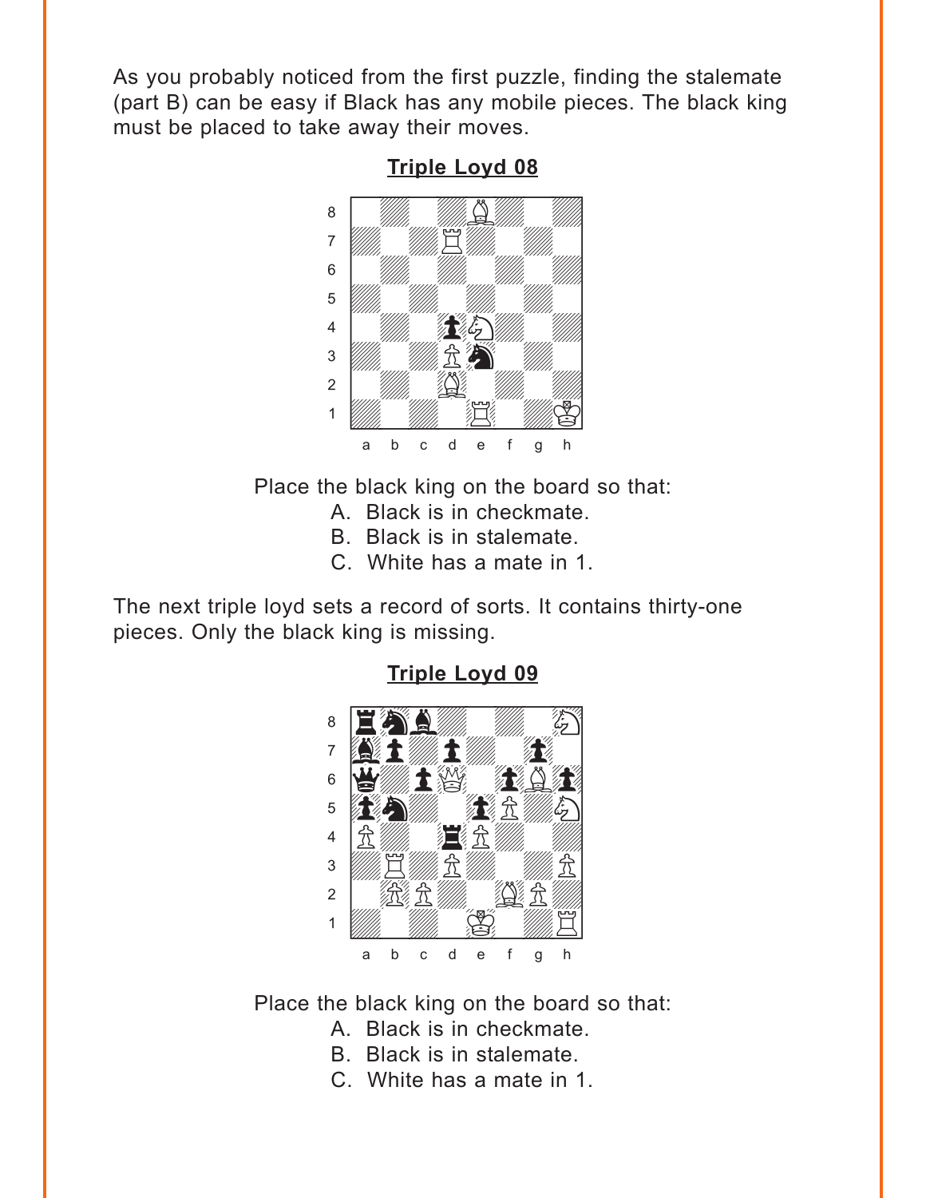As you probably noticed from the first puzzle, finding the stalemate (part B) can be easy if Black has any mobile pieces. The black king must be placed to take away their moves.

**Triple Loyd 08**

Place the black king on the board so that:

A. Black is in checkmate.
B. Black is in stalemate.
C. White has a mate in 1.

The next triple loyd sets a record of sorts. It contains thirty-one pieces. Only the black king is missing.

**Triple Loyd 09**

Place the black king on the board so that:

A. Black is in checkmate.
B. Black is in stalemate.
C. White has a mate in 1.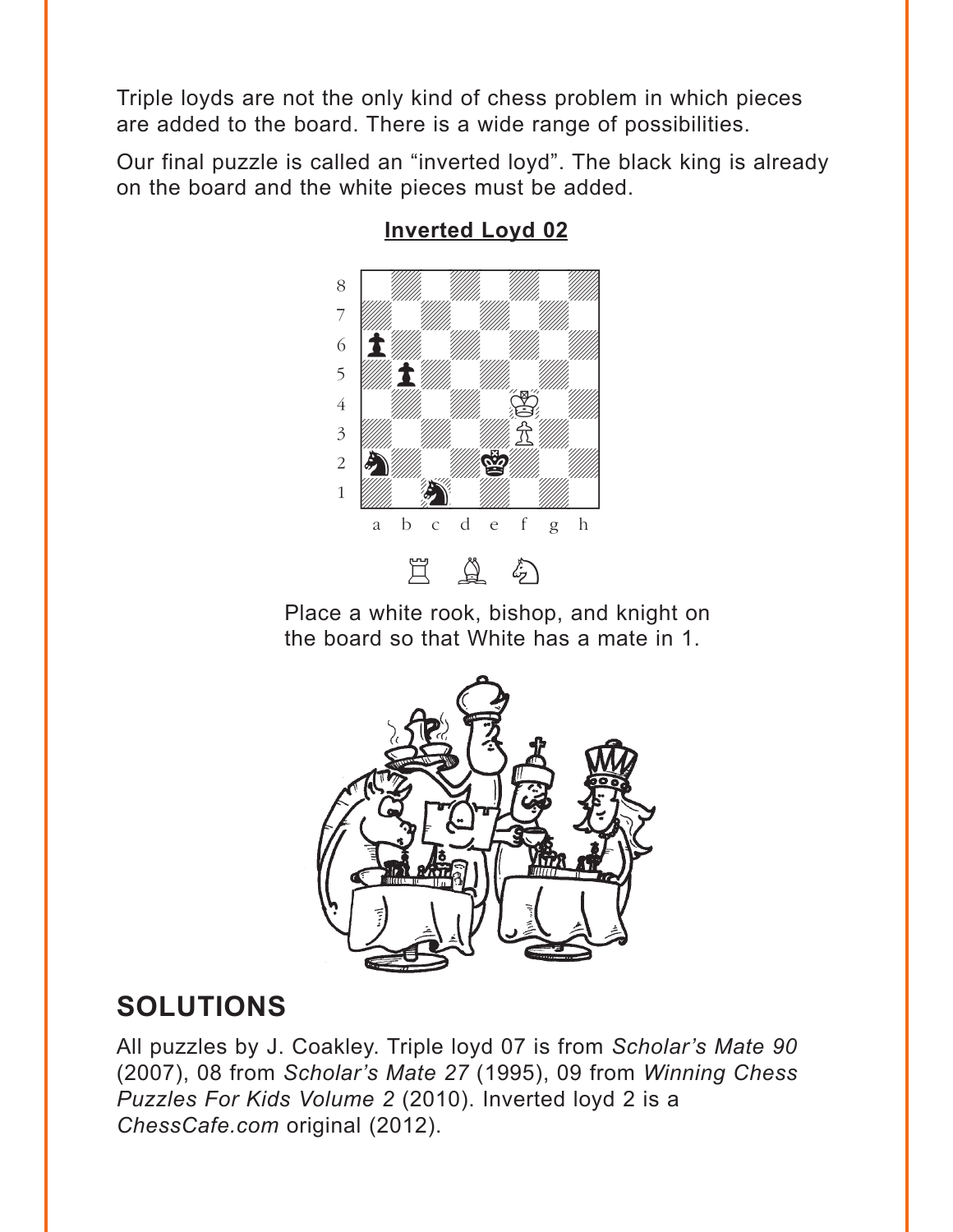Triple loyds are not the only kind of chess problem in which pieces are added to the board. There is a wide range of possibilities.

Our final puzzle is called an "inverted loyd". The black king is already on the board and the white pieces must be added.

**Inverted Loyd 02**

Place a white rook, bishop, and knight on the board so that White has a mate in 1.

## SOLUTIONS

All puzzles by J. Coakley. Triple loyd 07 is from *Scholar's Mate 90* (2007), 08 from *Scholar's Mate 27* (1995), 09 from *Winning Chess Puzzles For Kids Volume 2* (2010). Inverted loyd 2 is a *ChessCafe.com* original (2012).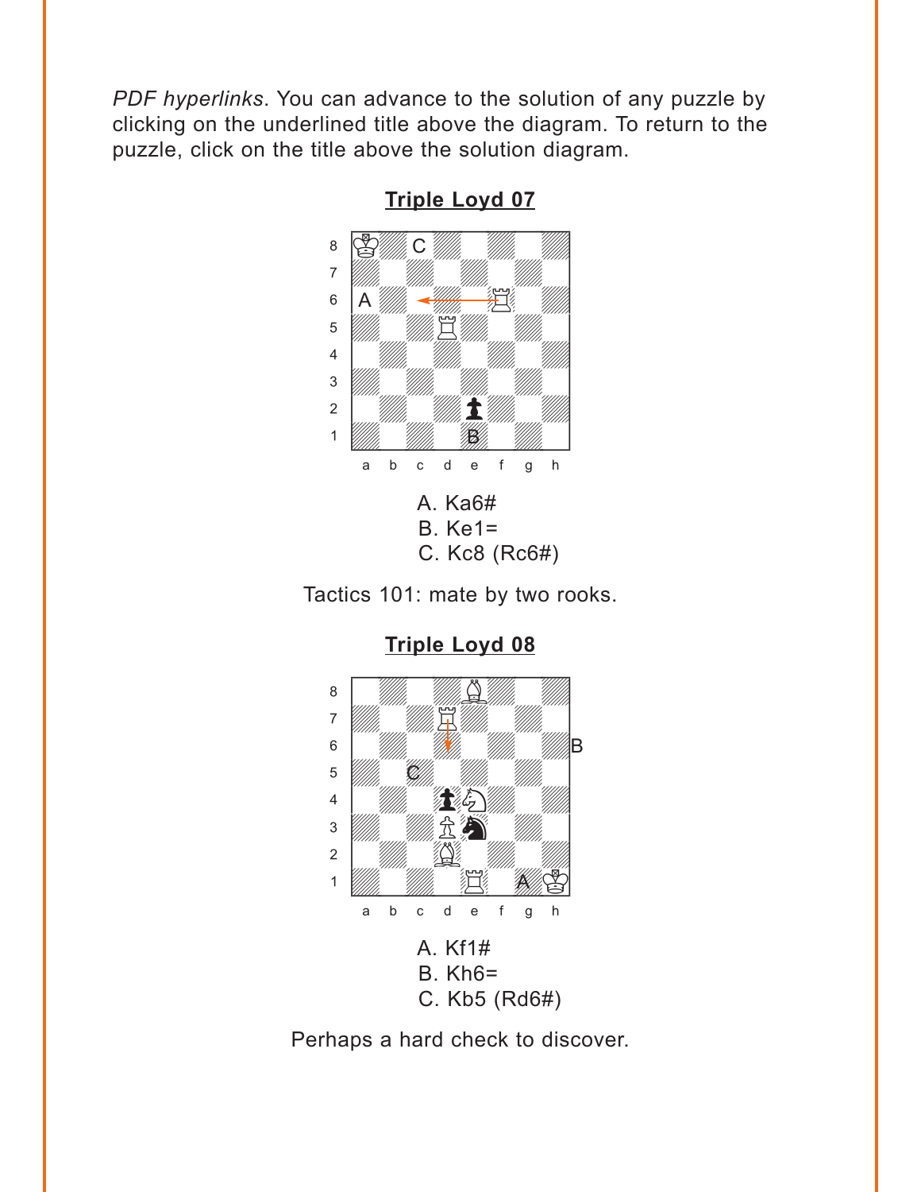*PDF hyperlinks*. You can advance to the solution of any puzzle by clicking on the underlined title above the diagram. To return to the puzzle, click on the title above the solution diagram.

## Triple Loyd 07

A. Ka6#
B. Ke1=
C. Kc8 (Rc6#)

Tactics 101: mate by two rooks.

## Triple Loyd 08

A. Kf1#
B. Kh6=
C. Kb5 (Rd6#)

Perhaps a hard check to discover.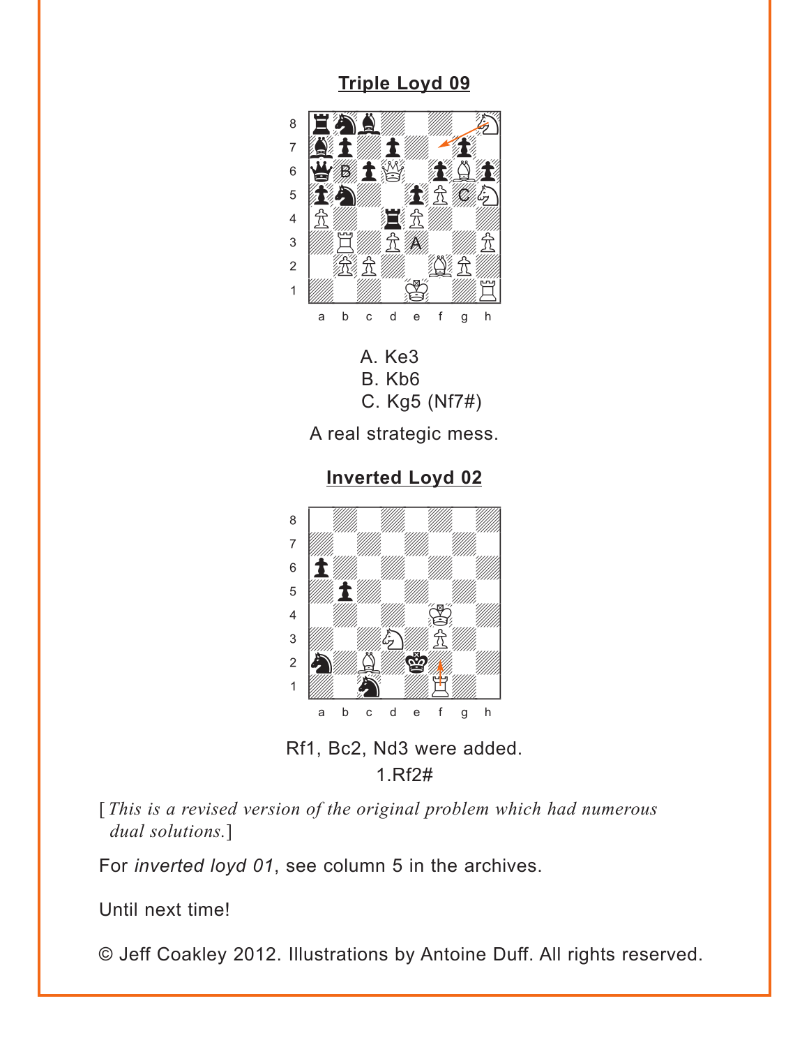**Triple Loyd 09**

A. Ke3
B. Kb6
C. Kg5 (Nf7#)

A real strategic mess.

**Inverted Loyd 02**

Rf1, Bc2, Nd3 were added.
1.Rf2#

[ *This is a revised version of the original problem which had numerous dual solutions.* ]

For *inverted loyd 01*, see column 5 in the archives.

Until next time!

© Jeff Coakley 2012. Illustrations by Antoine Duff. All rights reserved.